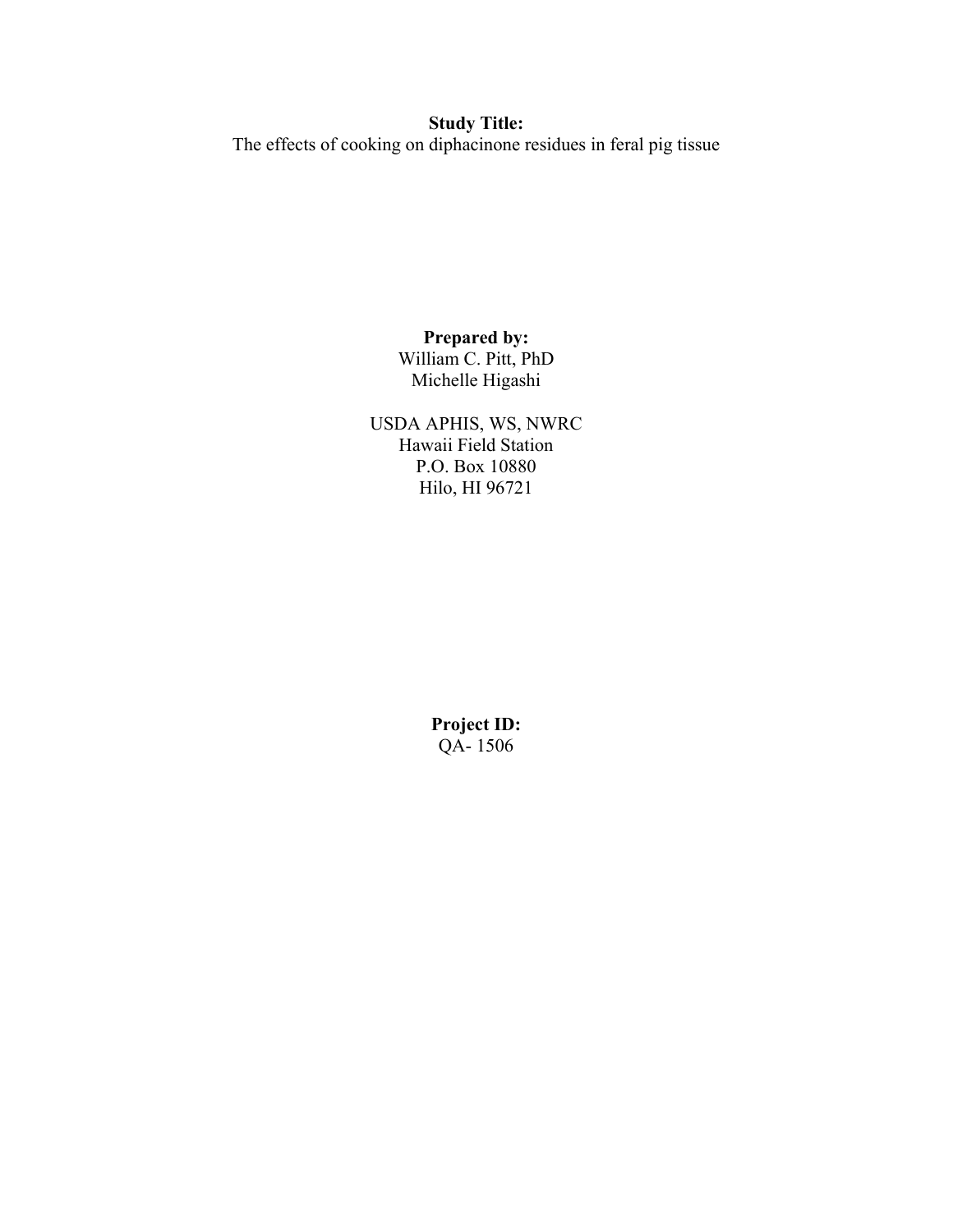**Study Title:**

The effects of cooking on diphacinone residues in feral pig tissue

**Prepared by:**

William C. Pitt, PhD

Michelle Higashi

USDA APHIS, WS, NWRC

Hawaii Field Station

P.O. Box 10880

Hilo, HI 96721

**Project ID:**

QA- 1506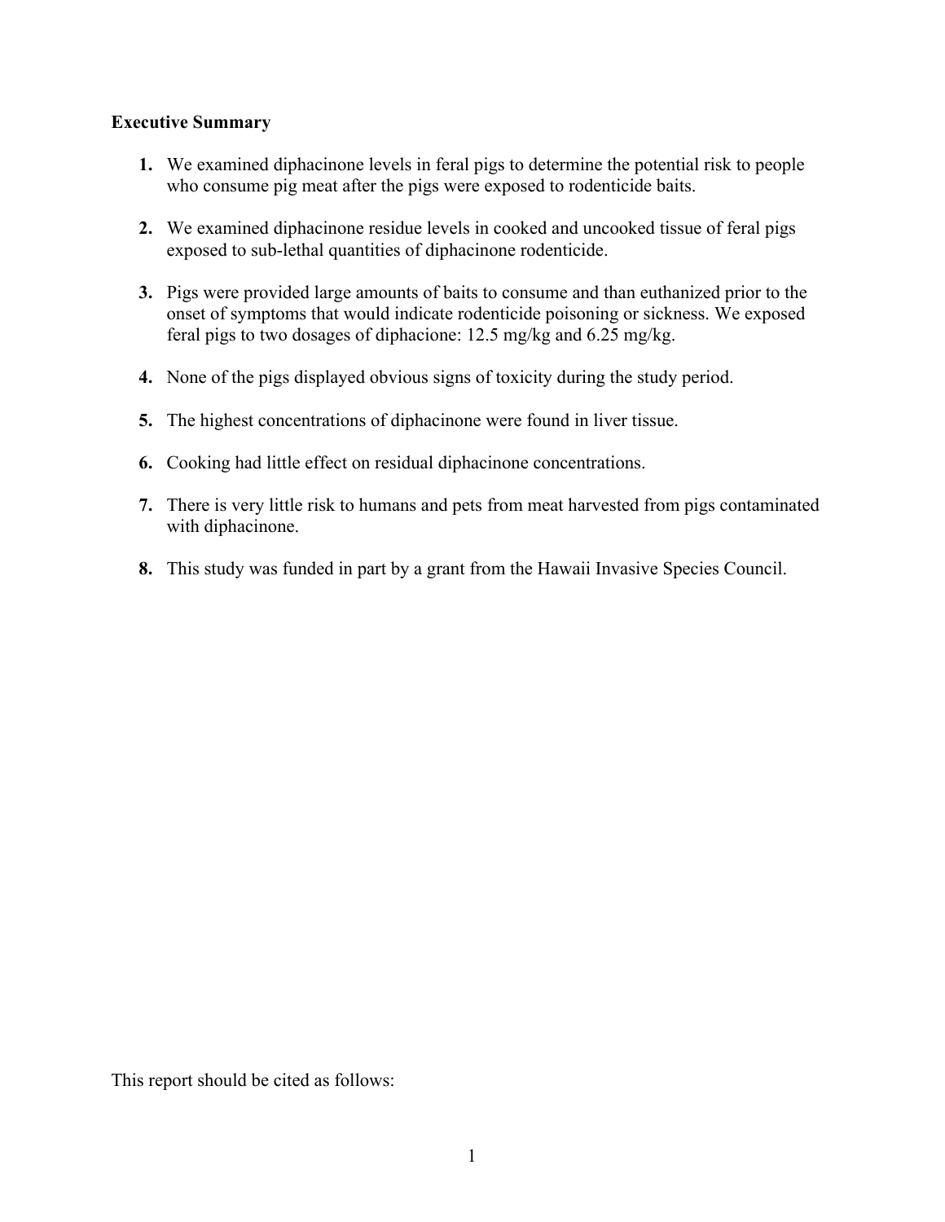**Executive Summary**

1. We examined diphacinone levels in feral pigs to determine the potential risk to people who consume pig meat after the pigs were exposed to rodenticide baits.

2. We examined diphacinone residue levels in cooked and uncooked tissue of feral pigs exposed to sub-lethal quantities of diphacinone rodenticide.

3. Pigs were provided large amounts of baits to consume and than euthanized prior to the onset of symptoms that would indicate rodenticide poisoning or sickness. We exposed feral pigs to two dosages of diphacione: 12.5 mg/kg and 6.25 mg/kg.

4. None of the pigs displayed obvious signs of toxicity during the study period.

5. The highest concentrations of diphacinone were found in liver tissue.

6. Cooking had little effect on residual diphacinone concentrations.

7. There is very little risk to humans and pets from meat harvested from pigs contaminated with diphacinone.

8. This study was funded in part by a grant from the Hawaii Invasive Species Council.

This report should be cited as follows: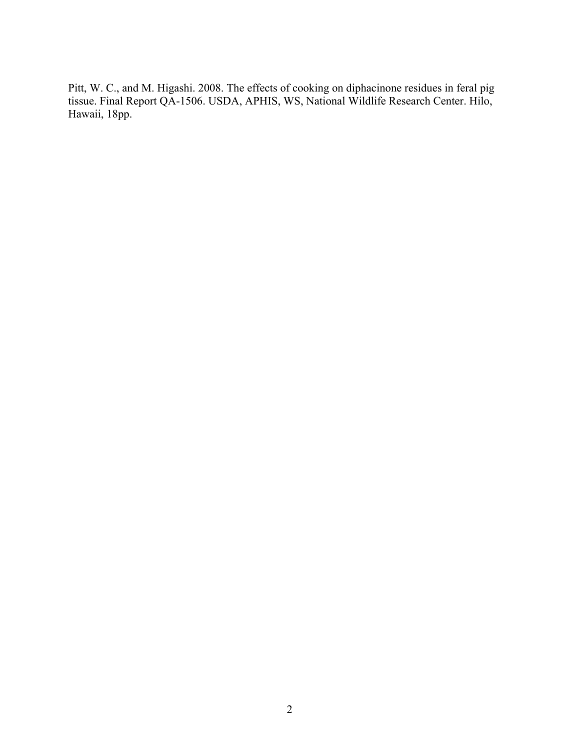Pitt, W. C., and M. Higashi. 2008. The effects of cooking on diphacinone residues in feral pig tissue. Final Report QA-1506. USDA, APHIS, WS, National Wildlife Research Center. Hilo, Hawaii, 18pp.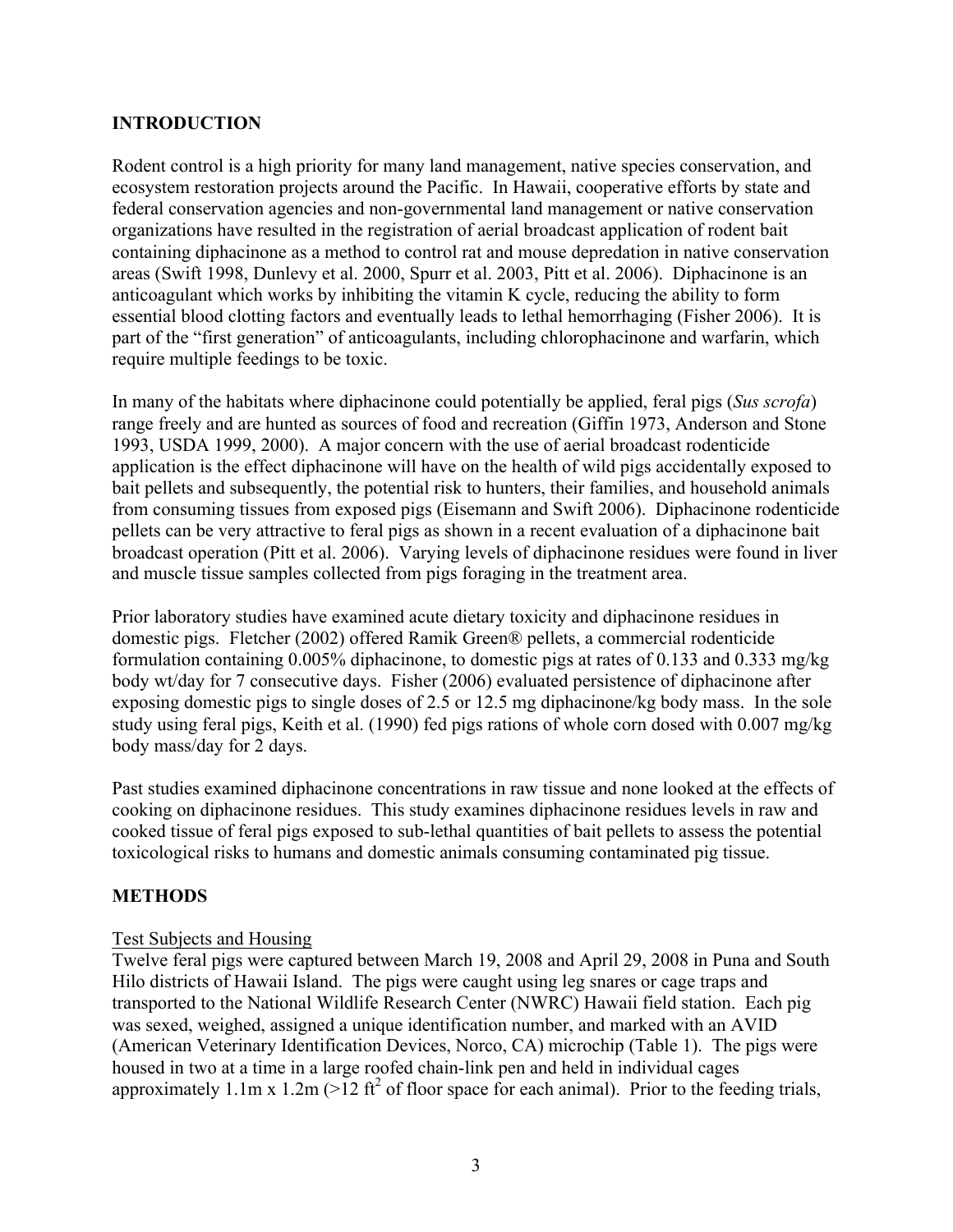## INTRODUCTION

Rodent control is a high priority for many land management, native species conservation, and ecosystem restoration projects around the Pacific. In Hawaii, cooperative efforts by state and federal conservation agencies and non-governmental land management or native conservation organizations have resulted in the registration of aerial broadcast application of rodent bait containing diphacinone as a method to control rat and mouse depredation in native conservation areas (Swift 1998, Dunlevy et al. 2000, Spurr et al. 2003, Pitt et al. 2006). Diphacinone is an anticoagulant which works by inhibiting the vitamin K cycle, reducing the ability to form essential blood clotting factors and eventually leads to lethal hemorrhaging (Fisher 2006). It is part of the "first generation" of anticoagulants, including chlorophacinone and warfarin, which require multiple feedings to be toxic.

In many of the habitats where diphacinone could potentially be applied, feral pigs (*Sus scrofa*) range freely and are hunted as sources of food and recreation (Giffin 1973, Anderson and Stone 1993, USDA 1999, 2000). A major concern with the use of aerial broadcast rodenticide application is the effect diphacinone will have on the health of wild pigs accidentally exposed to bait pellets and subsequently, the potential risk to hunters, their families, and household animals from consuming tissues from exposed pigs (Eisemann and Swift 2006). Diphacinone rodenticide pellets can be very attractive to feral pigs as shown in a recent evaluation of a diphacinone bait broadcast operation (Pitt et al. 2006). Varying levels of diphacinone residues were found in liver and muscle tissue samples collected from pigs foraging in the treatment area.

Prior laboratory studies have examined acute dietary toxicity and diphacinone residues in domestic pigs. Fletcher (2002) offered Ramik Green® pellets, a commercial rodenticide formulation containing 0.005% diphacinone, to domestic pigs at rates of 0.133 and 0.333 mg/kg body wt/day for 7 consecutive days. Fisher (2006) evaluated persistence of diphacinone after exposing domestic pigs to single doses of 2.5 or 12.5 mg diphacinone/kg body mass. In the sole study using feral pigs, Keith et al. (1990) fed pigs rations of whole corn dosed with 0.007 mg/kg body mass/day for 2 days.

Past studies examined diphacinone concentrations in raw tissue and none looked at the effects of cooking on diphacinone residues. This study examines diphacinone residues levels in raw and cooked tissue of feral pigs exposed to sub-lethal quantities of bait pellets to assess the potential toxicological risks to humans and domestic animals consuming contaminated pig tissue.

## METHODS

### Test Subjects and Housing

Twelve feral pigs were captured between March 19, 2008 and April 29, 2008 in Puna and South Hilo districts of Hawaii Island. The pigs were caught using leg snares or cage traps and transported to the National Wildlife Research Center (NWRC) Hawaii field station. Each pig was sexed, weighed, assigned a unique identification number, and marked with an AVID (American Veterinary Identification Devices, Norco, CA) microchip (Table 1). The pigs were housed in two at a time in a large roofed chain-link pen and held in individual cages approximately 1.1m x 1.2m (>12 $ft^2$ of floor space for each animal). Prior to the feeding trials,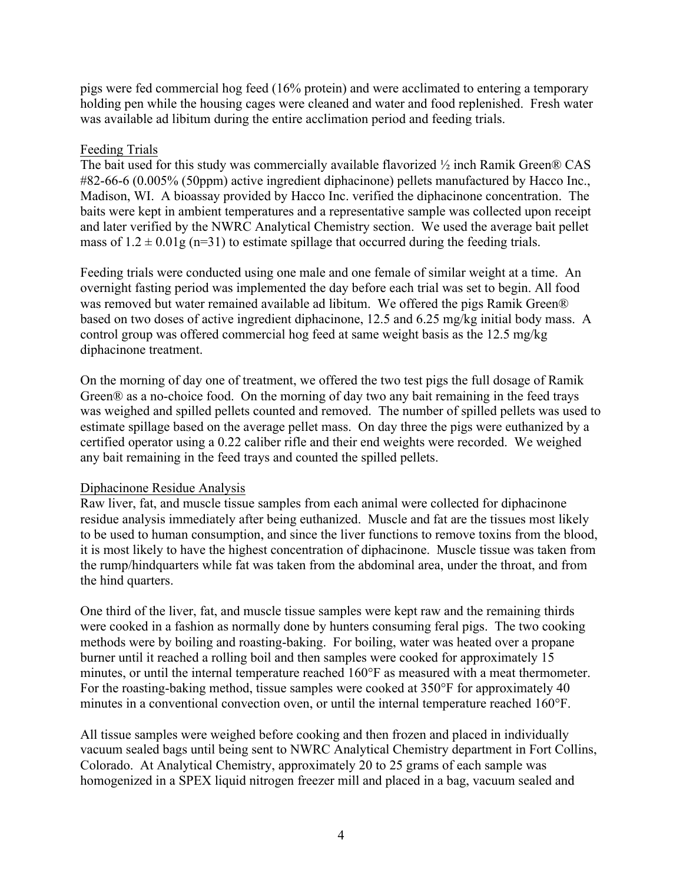pigs were fed commercial hog feed (16% protein) and were acclimated to entering a temporary holding pen while the housing cages were cleaned and water and food replenished. Fresh water was available ad libitum during the entire acclimation period and feeding trials.

### Feeding Trials

The bait used for this study was commercially available flavorized ½ inch Ramik Green® CAS #82-66-6 (0.005% (50ppm) active ingredient diphacinone) pellets manufactured by Hacco Inc., Madison, WI. A bioassay provided by Hacco Inc. verified the diphacinone concentration. The baits were kept in ambient temperatures and a representative sample was collected upon receipt and later verified by the NWRC Analytical Chemistry section. We used the average bait pellet mass of $1.2 \pm 0.01$g (n=31) to estimate spillage that occurred during the feeding trials.

Feeding trials were conducted using one male and one female of similar weight at a time. An overnight fasting period was implemented the day before each trial was set to begin. All food was removed but water remained available ad libitum. We offered the pigs Ramik Green® based on two doses of active ingredient diphacinone, 12.5 and 6.25 mg/kg initial body mass. A control group was offered commercial hog feed at same weight basis as the 12.5 mg/kg diphacinone treatment.

On the morning of day one of treatment, we offered the two test pigs the full dosage of Ramik Green® as a no-choice food. On the morning of day two any bait remaining in the feed trays was weighed and spilled pellets counted and removed. The number of spilled pellets was used to estimate spillage based on the average pellet mass. On day three the pigs were euthanized by a certified operator using a 0.22 caliber rifle and their end weights were recorded. We weighed any bait remaining in the feed trays and counted the spilled pellets.

### Diphacinone Residue Analysis

Raw liver, fat, and muscle tissue samples from each animal were collected for diphacinone residue analysis immediately after being euthanized. Muscle and fat are the tissues most likely to be used to human consumption, and since the liver functions to remove toxins from the blood, it is most likely to have the highest concentration of diphacinone. Muscle tissue was taken from the rump/hindquarters while fat was taken from the abdominal area, under the throat, and from the hind quarters.

One third of the liver, fat, and muscle tissue samples were kept raw and the remaining thirds were cooked in a fashion as normally done by hunters consuming feral pigs. The two cooking methods were by boiling and roasting-baking. For boiling, water was heated over a propane burner until it reached a rolling boil and then samples were cooked for approximately 15 minutes, or until the internal temperature reached 160°F as measured with a meat thermometer. For the roasting-baking method, tissue samples were cooked at 350°F for approximately 40 minutes in a conventional convection oven, or until the internal temperature reached 160°F.

All tissue samples were weighed before cooking and then frozen and placed in individually vacuum sealed bags until being sent to NWRC Analytical Chemistry department in Fort Collins, Colorado. At Analytical Chemistry, approximately 20 to 25 grams of each sample was homogenized in a SPEX liquid nitrogen freezer mill and placed in a bag, vacuum sealed and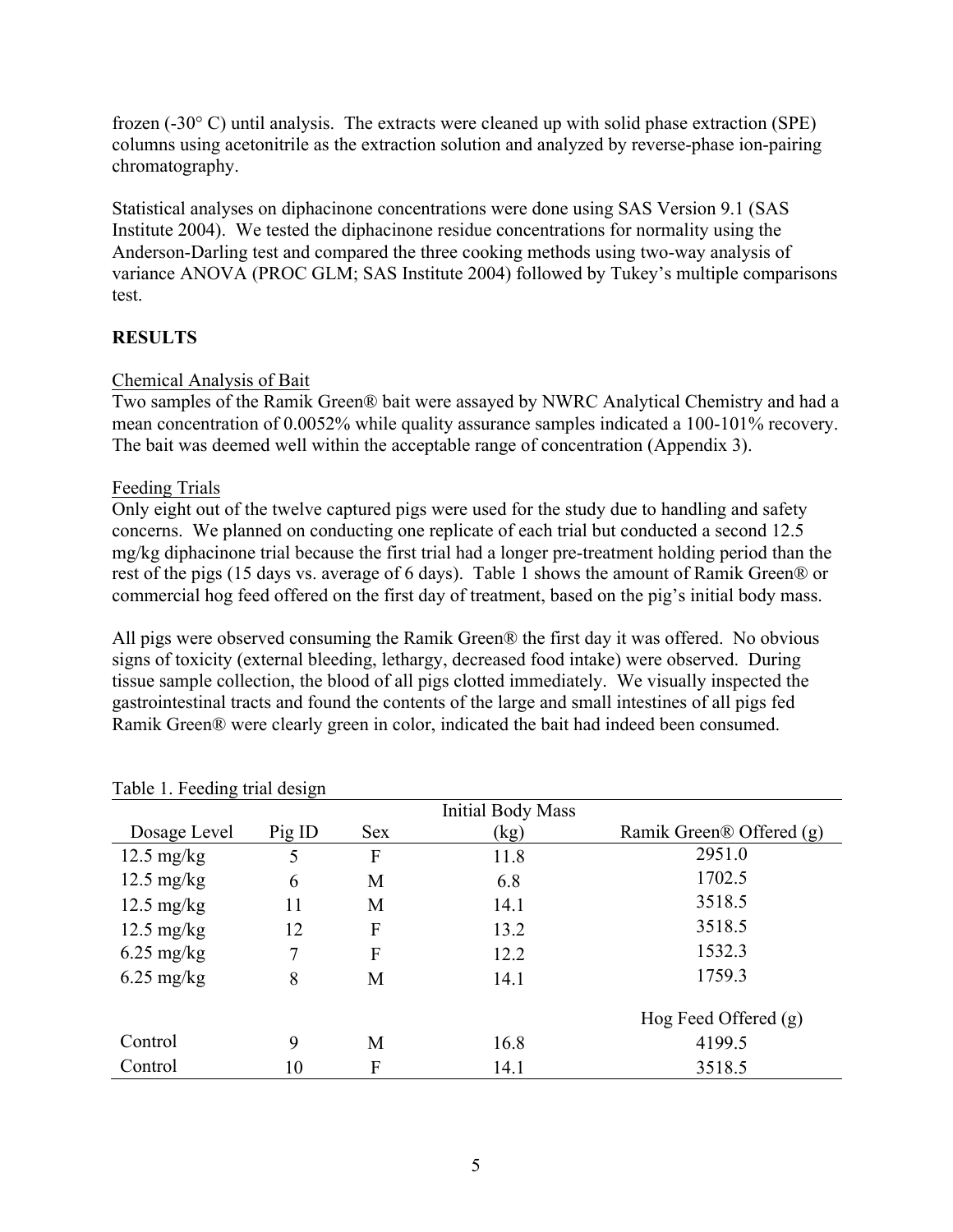frozen (-30° C) until analysis. The extracts were cleaned up with solid phase extraction (SPE) columns using acetonitrile as the extraction solution and analyzed by reverse-phase ion-pairing chromatography.

Statistical analyses on diphacinone concentrations were done using SAS Version 9.1 (SAS Institute 2004). We tested the diphacinone residue concentrations for normality using the Anderson-Darling test and compared the three cooking methods using two-way analysis of variance ANOVA (PROC GLM; SAS Institute 2004) followed by Tukey's multiple comparisons test.

## RESULTS

Chemical Analysis of Bait

Two samples of the Ramik Green® bait were assayed by NWRC Analytical Chemistry and had a mean concentration of 0.0052% while quality assurance samples indicated a 100-101% recovery. The bait was deemed well within the acceptable range of concentration (Appendix 3).

Feeding Trials

Only eight out of the twelve captured pigs were used for the study due to handling and safety concerns. We planned on conducting one replicate of each trial but conducted a second 12.5 mg/kg diphacinone trial because the first trial had a longer pre-treatment holding period than the rest of the pigs (15 days vs. average of 6 days). Table 1 shows the amount of Ramik Green® or commercial hog feed offered on the first day of treatment, based on the pig's initial body mass.

All pigs were observed consuming the Ramik Green® the first day it was offered. No obvious signs of toxicity (external bleeding, lethargy, decreased food intake) were observed. During tissue sample collection, the blood of all pigs clotted immediately. We visually inspected the gastrointestinal tracts and found the contents of the large and small intestines of all pigs fed Ramik Green® were clearly green in color, indicated the bait had indeed been consumed.

Table 1. Feeding trial design

| Dosage Level | Pig ID | Sex | Initial Body Mass (kg) | Ramik Green® Offered (g) |
|---|---|---|---|---|
| 12.5 mg/kg | 5 | F | 11.8 | 2951.0 |
| 12.5 mg/kg | 6 | M | 6.8 | 1702.5 |
| 12.5 mg/kg | 11 | M | 14.1 | 3518.5 |
| 12.5 mg/kg | 12 | F | 13.2 | 3518.5 |
| 6.25 mg/kg | 7 | F | 12.2 | 1532.3 |
| 6.25 mg/kg | 8 | M | 14.1 | 1759.3 |
| | | | | Hog Feed Offered (g) |
| Control | 9 | M | 16.8 | 4199.5 |
| Control | 10 | F | 14.1 | 3518.5 |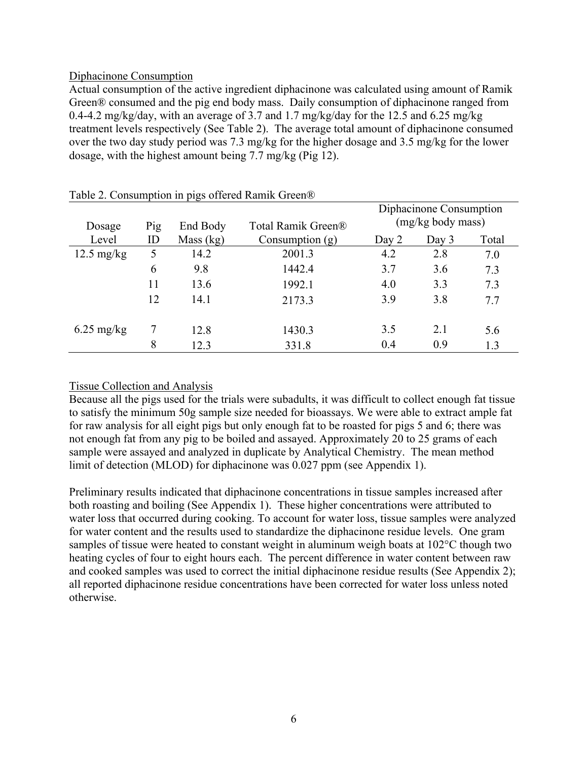## Diphacinone Consumption

Actual consumption of the active ingredient diphacinone was calculated using amount of Ramik Green® consumed and the pig end body mass. Daily consumption of diphacinone ranged from 0.4-4.2 mg/kg/day, with an average of 3.7 and 1.7 mg/kg/day for the 12.5 and 6.25 mg/kg treatment levels respectively (See Table 2). The average total amount of diphacinone consumed over the two day study period was 7.3 mg/kg for the higher dosage and 3.5 mg/kg for the lower dosage, with the highest amount being 7.7 mg/kg (Pig 12).

Table 2. Consumption in pigs offered Ramik Green®

| Dosage Level | Pig ID | End Body Mass (kg) | Total Ramik Green® Consumption (g) | Diphacinone Consumption (mg/kg body mass) Day 2 | Day 3 | Total |
|---|---|---|---|---|---|---|
| 12.5 mg/kg | 5 | 14.2 | 2001.3 | 4.2 | 2.8 | 7.0 |
| | 6 | 9.8 | 1442.4 | 3.7 | 3.6 | 7.3 |
| | 11 | 13.6 | 1992.1 | 4.0 | 3.3 | 7.3 |
| | 12 | 14.1 | 2173.3 | 3.9 | 3.8 | 7.7 |
| 6.25 mg/kg | 7 | 12.8 | 1430.3 | 3.5 | 2.1 | 5.6 |
| | 8 | 12.3 | 331.8 | 0.4 | 0.9 | 1.3 |

## Tissue Collection and Analysis

Because all the pigs used for the trials were subadults, it was difficult to collect enough fat tissue to satisfy the minimum 50g sample size needed for bioassays. We were able to extract ample fat for raw analysis for all eight pigs but only enough fat to be roasted for pigs 5 and 6; there was not enough fat from any pig to be boiled and assayed. Approximately 20 to 25 grams of each sample were assayed and analyzed in duplicate by Analytical Chemistry. The mean method limit of detection (MLOD) for diphacinone was 0.027 ppm (see Appendix 1).

Preliminary results indicated that diphacinone concentrations in tissue samples increased after both roasting and boiling (See Appendix 1). These higher concentrations were attributed to water loss that occurred during cooking. To account for water loss, tissue samples were analyzed for water content and the results used to standardize the diphacinone residue levels. One gram samples of tissue were heated to constant weight in aluminum weigh boats at 102°C though two heating cycles of four to eight hours each. The percent difference in water content between raw and cooked samples was used to correct the initial diphacinone residue results (See Appendix 2); all reported diphacinone residue concentrations have been corrected for water loss unless noted otherwise.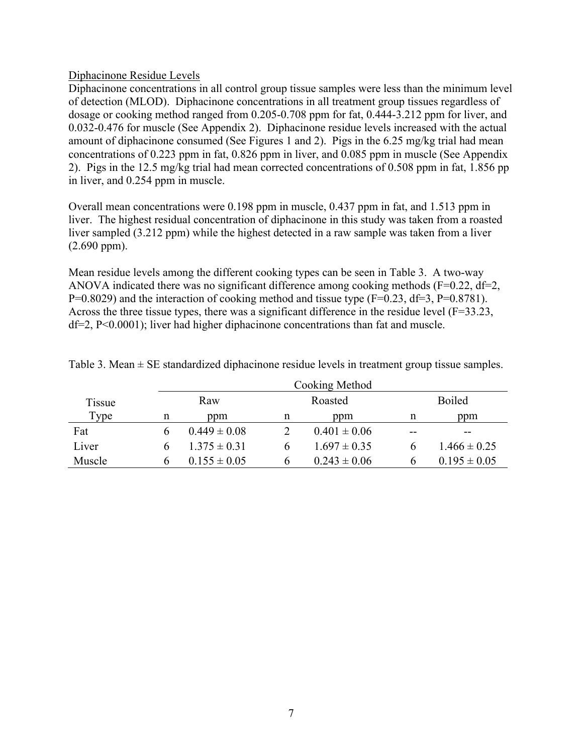<u>Diphacinone Residue Levels</u>

Diphacinone concentrations in all control group tissue samples were less than the minimum level of detection (MLOD). Diphacinone concentrations in all treatment group tissues regardless of dosage or cooking method ranged from 0.205-0.708 ppm for fat, 0.444-3.212 ppm for liver, and 0.032-0.476 for muscle (See Appendix 2). Diphacinone residue levels increased with the actual amount of diphacinone consumed (See Figures 1 and 2). Pigs in the 6.25 mg/kg trial had mean concentrations of 0.223 ppm in fat, 0.826 ppm in liver, and 0.085 ppm in muscle (See Appendix 2). Pigs in the 12.5 mg/kg trial had mean corrected concentrations of 0.508 ppm in fat, 1.856 pp in liver, and 0.254 ppm in muscle.

Overall mean concentrations were 0.198 ppm in muscle, 0.437 ppm in fat, and 1.513 ppm in liver. The highest residual concentration of diphacinone in this study was taken from a roasted liver sampled (3.212 ppm) while the highest detected in a raw sample was taken from a liver (2.690 ppm).

Mean residue levels among the different cooking types can be seen in Table 3. A two-way ANOVA indicated there was no significant difference among cooking methods ($F=0.22$, $df=2$, $P=0.8029$) and the interaction of cooking method and tissue type ($F=0.23$, $df=3$, $P=0.8781$). Across the three tissue types, there was a significant difference in the residue level ($F=33.23$, $df=2$, $P<0.0001$); liver had higher diphacinone concentrations than fat and muscle.

Table 3. Mean ± SE standardized diphacinone residue levels in treatment group tissue samples.

| Tissue Type | Raw | | Roasted | | Boiled | |
|---|---|---|---|---|---|---|
| | n | ppm | n | ppm | n | ppm |
| Fat | 6 | 0.449 ± 0.08 | 2 | 0.401 ± 0.06 | -- | -- |
| Liver | 6 | 1.375 ± 0.31 | 6 | 1.697 ± 0.35 | 6 | 1.466 ± 0.25 |
| Muscle | 6 | 0.155 ± 0.05 | 6 | 0.243 ± 0.06 | 6 | 0.195 ± 0.05 |

(Cooking Method spans Raw, Roasted, Boiled.)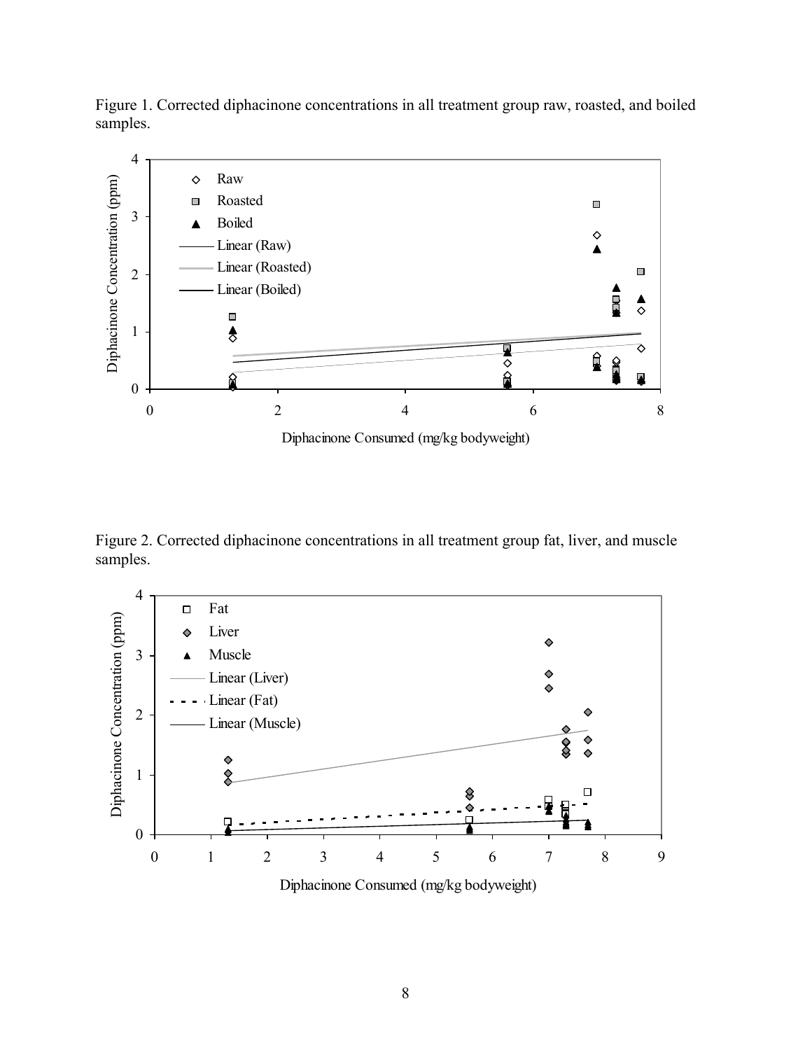Figure 1. Corrected diphacinone concentrations in all treatment group raw, roasted, and boiled samples.

Figure 2. Corrected diphacinone concentrations in all treatment group fat, liver, and muscle samples.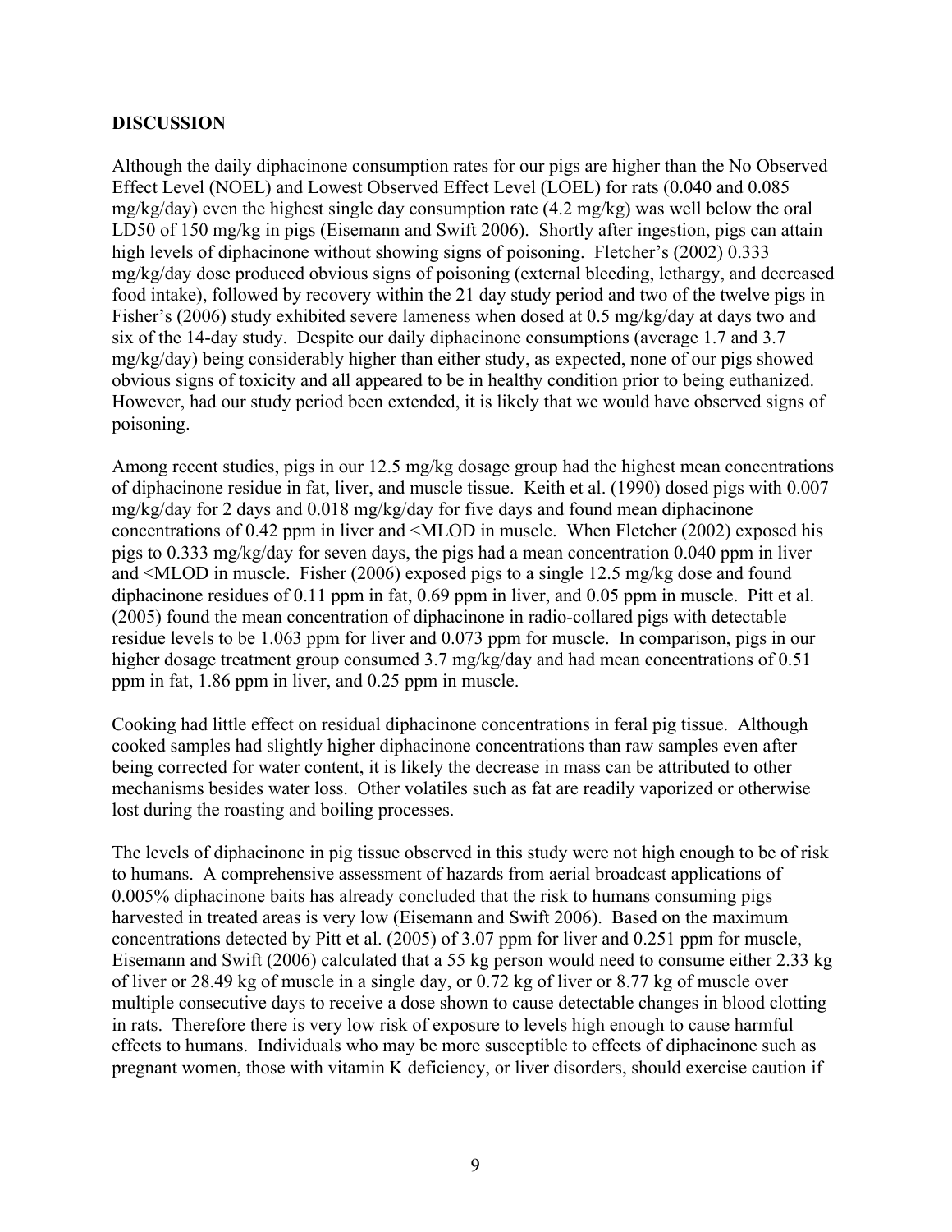**DISCUSSION**

Although the daily diphacinone consumption rates for our pigs are higher than the No Observed Effect Level (NOEL) and Lowest Observed Effect Level (LOEL) for rats (0.040 and 0.085 mg/kg/day) even the highest single day consumption rate (4.2 mg/kg) was well below the oral LD50 of 150 mg/kg in pigs (Eisemann and Swift 2006). Shortly after ingestion, pigs can attain high levels of diphacinone without showing signs of poisoning. Fletcher's (2002) 0.333 mg/kg/day dose produced obvious signs of poisoning (external bleeding, lethargy, and decreased food intake), followed by recovery within the 21 day study period and two of the twelve pigs in Fisher's (2006) study exhibited severe lameness when dosed at 0.5 mg/kg/day at days two and six of the 14-day study. Despite our daily diphacinone consumptions (average 1.7 and 3.7 mg/kg/day) being considerably higher than either study, as expected, none of our pigs showed obvious signs of toxicity and all appeared to be in healthy condition prior to being euthanized. However, had our study period been extended, it is likely that we would have observed signs of poisoning.

Among recent studies, pigs in our 12.5 mg/kg dosage group had the highest mean concentrations of diphacinone residue in fat, liver, and muscle tissue. Keith et al. (1990) dosed pigs with 0.007 mg/kg/day for 2 days and 0.018 mg/kg/day for five days and found mean diphacinone concentrations of 0.42 ppm in liver and <MLOD in muscle. When Fletcher (2002) exposed his pigs to 0.333 mg/kg/day for seven days, the pigs had a mean concentration 0.040 ppm in liver and <MLOD in muscle. Fisher (2006) exposed pigs to a single 12.5 mg/kg dose and found diphacinone residues of 0.11 ppm in fat, 0.69 ppm in liver, and 0.05 ppm in muscle. Pitt et al. (2005) found the mean concentration of diphacinone in radio-collared pigs with detectable residue levels to be 1.063 ppm for liver and 0.073 ppm for muscle. In comparison, pigs in our higher dosage treatment group consumed 3.7 mg/kg/day and had mean concentrations of 0.51 ppm in fat, 1.86 ppm in liver, and 0.25 ppm in muscle.

Cooking had little effect on residual diphacinone concentrations in feral pig tissue. Although cooked samples had slightly higher diphacinone concentrations than raw samples even after being corrected for water content, it is likely the decrease in mass can be attributed to other mechanisms besides water loss. Other volatiles such as fat are readily vaporized or otherwise lost during the roasting and boiling processes.

The levels of diphacinone in pig tissue observed in this study were not high enough to be of risk to humans. A comprehensive assessment of hazards from aerial broadcast applications of 0.005% diphacinone baits has already concluded that the risk to humans consuming pigs harvested in treated areas is very low (Eisemann and Swift 2006). Based on the maximum concentrations detected by Pitt et al. (2005) of 3.07 ppm for liver and 0.251 ppm for muscle, Eisemann and Swift (2006) calculated that a 55 kg person would need to consume either 2.33 kg of liver or 28.49 kg of muscle in a single day, or 0.72 kg of liver or 8.77 kg of muscle over multiple consecutive days to receive a dose shown to cause detectable changes in blood clotting in rats. Therefore there is very low risk of exposure to levels high enough to cause harmful effects to humans. Individuals who may be more susceptible to effects of diphacinone such as pregnant women, those with vitamin K deficiency, or liver disorders, should exercise caution if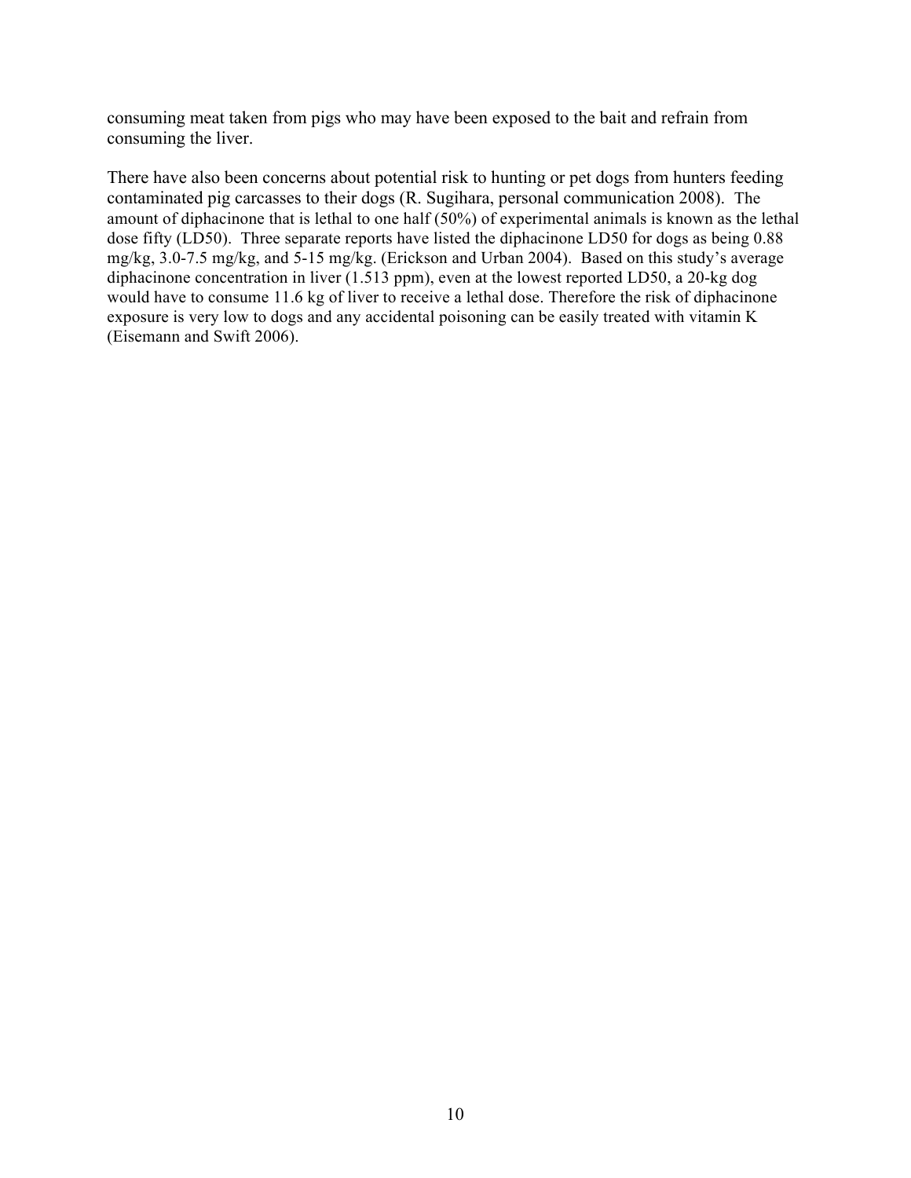consuming meat taken from pigs who may have been exposed to the bait and refrain from consuming the liver.

There have also been concerns about potential risk to hunting or pet dogs from hunters feeding contaminated pig carcasses to their dogs (R. Sugihara, personal communication 2008). The amount of diphacinone that is lethal to one half (50%) of experimental animals is known as the lethal dose fifty (LD50). Three separate reports have listed the diphacinone LD50 for dogs as being 0.88 mg/kg, 3.0-7.5 mg/kg, and 5-15 mg/kg. (Erickson and Urban 2004). Based on this study's average diphacinone concentration in liver (1.513 ppm), even at the lowest reported LD50, a 20-kg dog would have to consume 11.6 kg of liver to receive a lethal dose. Therefore the risk of diphacinone exposure is very low to dogs and any accidental poisoning can be easily treated with vitamin K (Eisemann and Swift 2006).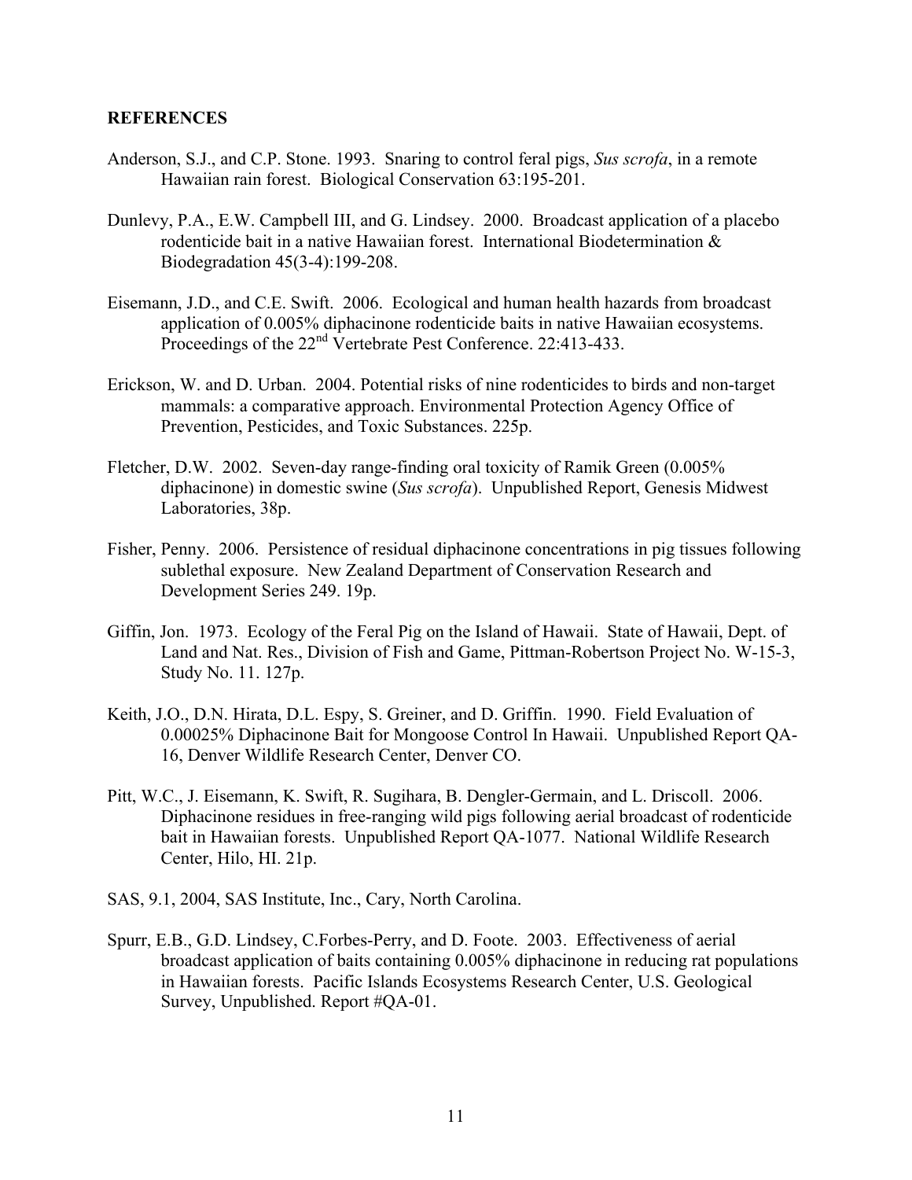## REFERENCES

Anderson, S.J., and C.P. Stone. 1993. Snaring to control feral pigs, *Sus scrofa*, in a remote Hawaiian rain forest. Biological Conservation 63:195-201.

Dunlevy, P.A., E.W. Campbell III, and G. Lindsey. 2000. Broadcast application of a placebo rodenticide bait in a native Hawaiian forest. International Biodetermination & Biodegradation 45(3-4):199-208.

Eisemann, J.D., and C.E. Swift. 2006. Ecological and human health hazards from broadcast application of 0.005% diphacinone rodenticide baits in native Hawaiian ecosystems. Proceedings of the 22nd Vertebrate Pest Conference. 22:413-433.

Erickson, W. and D. Urban. 2004. Potential risks of nine rodenticides to birds and non-target mammals: a comparative approach. Environmental Protection Agency Office of Prevention, Pesticides, and Toxic Substances. 225p.

Fletcher, D.W. 2002. Seven-day range-finding oral toxicity of Ramik Green (0.005% diphacinone) in domestic swine (*Sus scrofa*). Unpublished Report, Genesis Midwest Laboratories, 38p.

Fisher, Penny. 2006. Persistence of residual diphacinone concentrations in pig tissues following sublethal exposure. New Zealand Department of Conservation Research and Development Series 249. 19p.

Giffin, Jon. 1973. Ecology of the Feral Pig on the Island of Hawaii. State of Hawaii, Dept. of Land and Nat. Res., Division of Fish and Game, Pittman-Robertson Project No. W-15-3, Study No. 11. 127p.

Keith, J.O., D.N. Hirata, D.L. Espy, S. Greiner, and D. Griffin. 1990. Field Evaluation of 0.00025% Diphacinone Bait for Mongoose Control In Hawaii. Unpublished Report QA-16, Denver Wildlife Research Center, Denver CO.

Pitt, W.C., J. Eisemann, K. Swift, R. Sugihara, B. Dengler-Germain, and L. Driscoll. 2006. Diphacinone residues in free-ranging wild pigs following aerial broadcast of rodenticide bait in Hawaiian forests. Unpublished Report QA-1077. National Wildlife Research Center, Hilo, HI. 21p.

SAS, 9.1, 2004, SAS Institute, Inc., Cary, North Carolina.

Spurr, E.B., G.D. Lindsey, C.Forbes-Perry, and D. Foote. 2003. Effectiveness of aerial broadcast application of baits containing 0.005% diphacinone in reducing rat populations in Hawaiian forests. Pacific Islands Ecosystems Research Center, U.S. Geological Survey, Unpublished. Report #QA-01.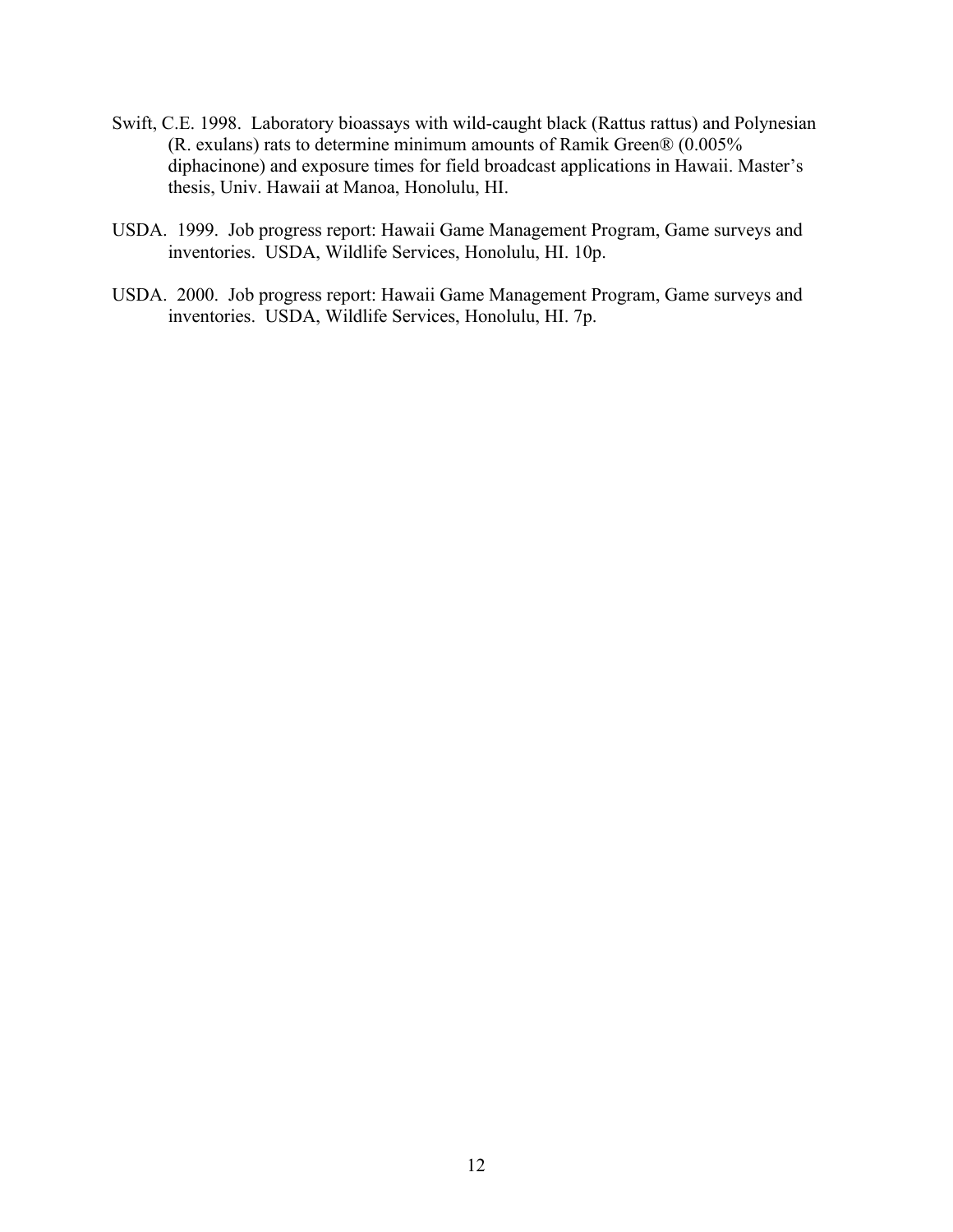Swift, C.E. 1998. Laboratory bioassays with wild-caught black (Rattus rattus) and Polynesian (R. exulans) rats to determine minimum amounts of Ramik Green® (0.005% diphacinone) and exposure times for field broadcast applications in Hawaii. Master's thesis, Univ. Hawaii at Manoa, Honolulu, HI.

USDA. 1999. Job progress report: Hawaii Game Management Program, Game surveys and inventories. USDA, Wildlife Services, Honolulu, HI. 10p.

USDA. 2000. Job progress report: Hawaii Game Management Program, Game surveys and inventories. USDA, Wildlife Services, Honolulu, HI. 7p.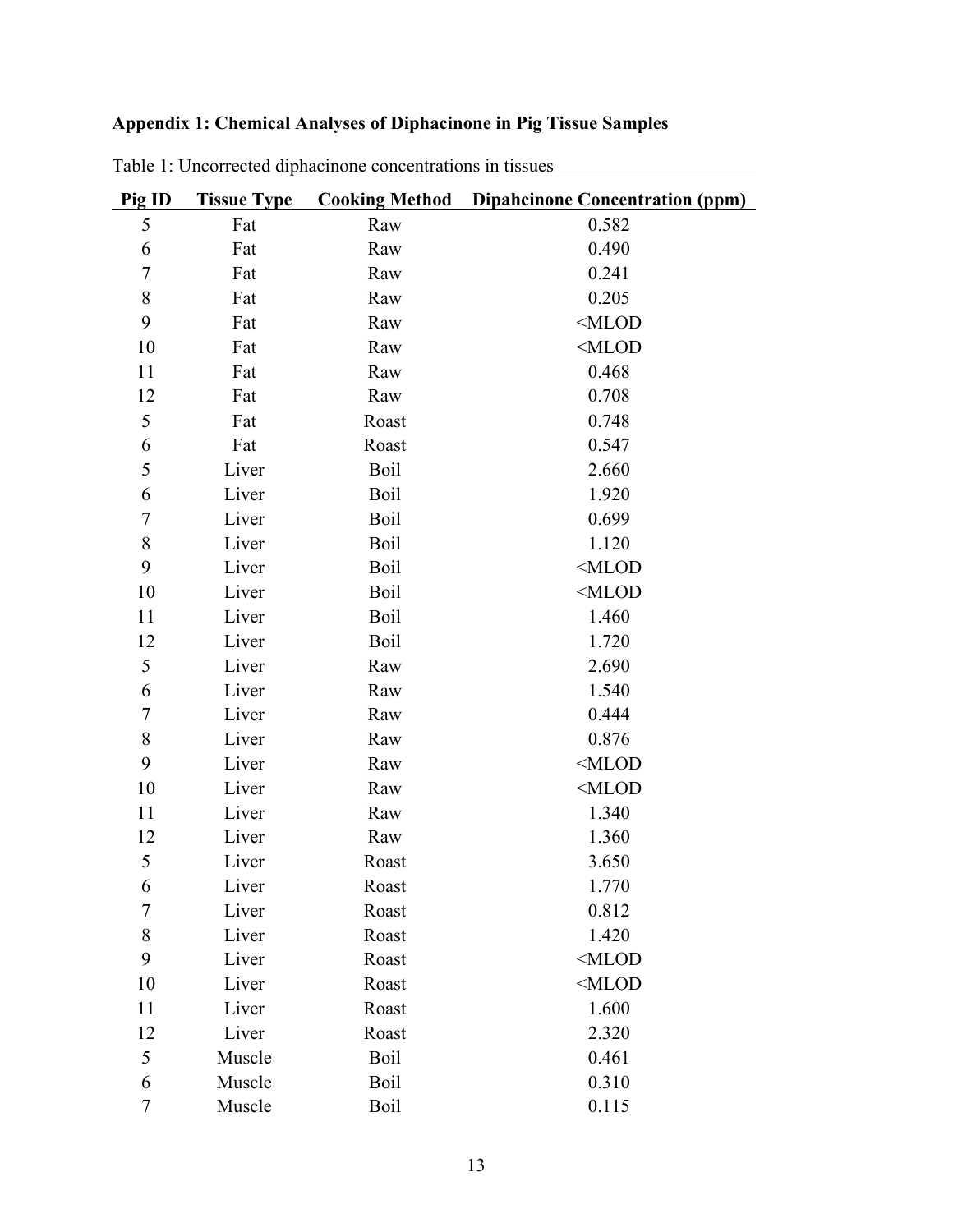**Appendix 1: Chemical Analyses of Diphacinone in Pig Tissue Samples**

Table 1: Uncorrected diphacinone concentrations in tissues

| Pig ID | Tissue Type | Cooking Method | Dipahcinone Concentration (ppm) |
|---|---|---|---|
| 5 | Fat | Raw | 0.582 |
| 6 | Fat | Raw | 0.490 |
| 7 | Fat | Raw | 0.241 |
| 8 | Fat | Raw | 0.205 |
| 9 | Fat | Raw | <MLOD |
| 10 | Fat | Raw | <MLOD |
| 11 | Fat | Raw | 0.468 |
| 12 | Fat | Raw | 0.708 |
| 5 | Fat | Roast | 0.748 |
| 6 | Fat | Roast | 0.547 |
| 5 | Liver | Boil | 2.660 |
| 6 | Liver | Boil | 1.920 |
| 7 | Liver | Boil | 0.699 |
| 8 | Liver | Boil | 1.120 |
| 9 | Liver | Boil | <MLOD |
| 10 | Liver | Boil | <MLOD |
| 11 | Liver | Boil | 1.460 |
| 12 | Liver | Boil | 1.720 |
| 5 | Liver | Raw | 2.690 |
| 6 | Liver | Raw | 1.540 |
| 7 | Liver | Raw | 0.444 |
| 8 | Liver | Raw | 0.876 |
| 9 | Liver | Raw | <MLOD |
| 10 | Liver | Raw | <MLOD |
| 11 | Liver | Raw | 1.340 |
| 12 | Liver | Raw | 1.360 |
| 5 | Liver | Roast | 3.650 |
| 6 | Liver | Roast | 1.770 |
| 7 | Liver | Roast | 0.812 |
| 8 | Liver | Roast | 1.420 |
| 9 | Liver | Roast | <MLOD |
| 10 | Liver | Roast | <MLOD |
| 11 | Liver | Roast | 1.600 |
| 12 | Liver | Roast | 2.320 |
| 5 | Muscle | Boil | 0.461 |
| 6 | Muscle | Boil | 0.310 |
| 7 | Muscle | Boil | 0.115 |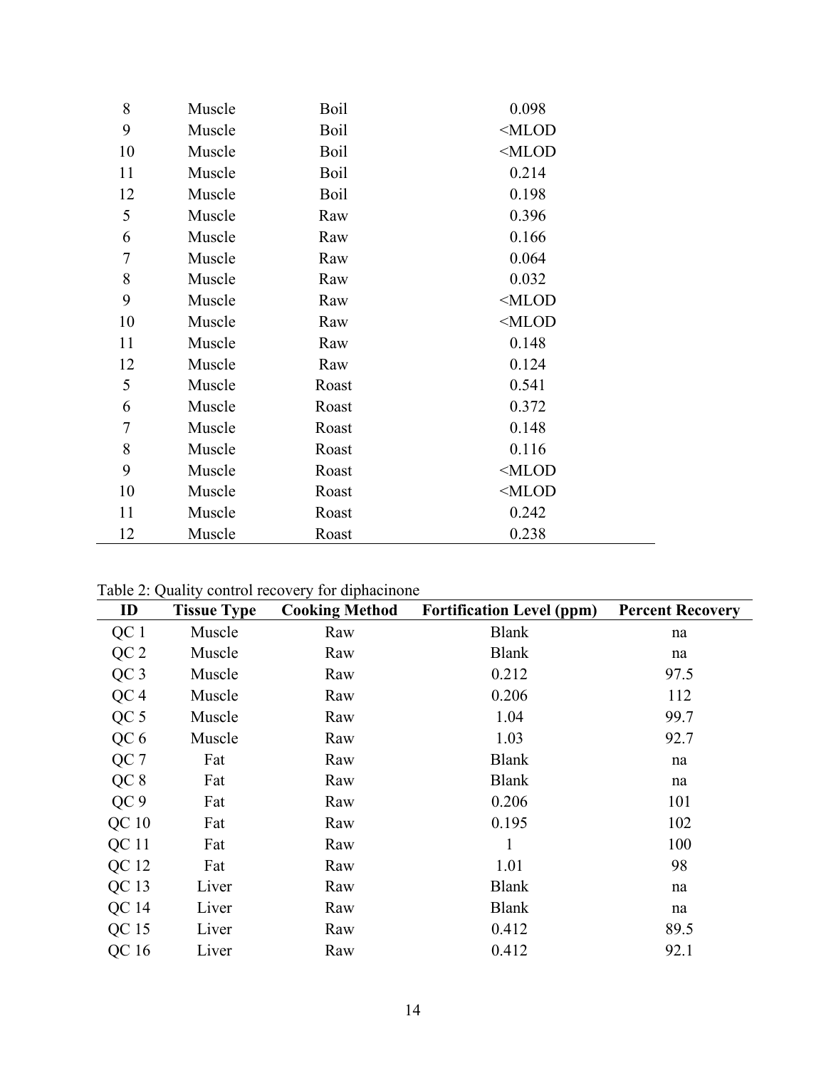| | | | |
|---|---|---|---|
| 8 | Muscle | Boil | 0.098 |
| 9 | Muscle | Boil | <MLOD |
| 10 | Muscle | Boil | <MLOD |
| 11 | Muscle | Boil | 0.214 |
| 12 | Muscle | Boil | 0.198 |
| 5 | Muscle | Raw | 0.396 |
| 6 | Muscle | Raw | 0.166 |
| 7 | Muscle | Raw | 0.064 |
| 8 | Muscle | Raw | 0.032 |
| 9 | Muscle | Raw | <MLOD |
| 10 | Muscle | Raw | <MLOD |
| 11 | Muscle | Raw | 0.148 |
| 12 | Muscle | Raw | 0.124 |
| 5 | Muscle | Roast | 0.541 |
| 6 | Muscle | Roast | 0.372 |
| 7 | Muscle | Roast | 0.148 |
| 8 | Muscle | Roast | 0.116 |
| 9 | Muscle | Roast | <MLOD |
| 10 | Muscle | Roast | <MLOD |
| 11 | Muscle | Roast | 0.242 |
| 12 | Muscle | Roast | 0.238 |

Table 2: Quality control recovery for diphacinone

| ID | Tissue Type | Cooking Method | Fortification Level (ppm) | Percent Recovery |
|---|---|---|---|---|
| QC 1 | Muscle | Raw | Blank | na |
| QC 2 | Muscle | Raw | Blank | na |
| QC 3 | Muscle | Raw | 0.212 | 97.5 |
| QC 4 | Muscle | Raw | 0.206 | 112 |
| QC 5 | Muscle | Raw | 1.04 | 99.7 |
| QC 6 | Muscle | Raw | 1.03 | 92.7 |
| QC 7 | Fat | Raw | Blank | na |
| QC 8 | Fat | Raw | Blank | na |
| QC 9 | Fat | Raw | 0.206 | 101 |
| QC 10 | Fat | Raw | 0.195 | 102 |
| QC 11 | Fat | Raw | 1 | 100 |
| QC 12 | Fat | Raw | 1.01 | 98 |
| QC 13 | Liver | Raw | Blank | na |
| QC 14 | Liver | Raw | Blank | na |
| QC 15 | Liver | Raw | 0.412 | 89.5 |
| QC 16 | Liver | Raw | 0.412 | 92.1 |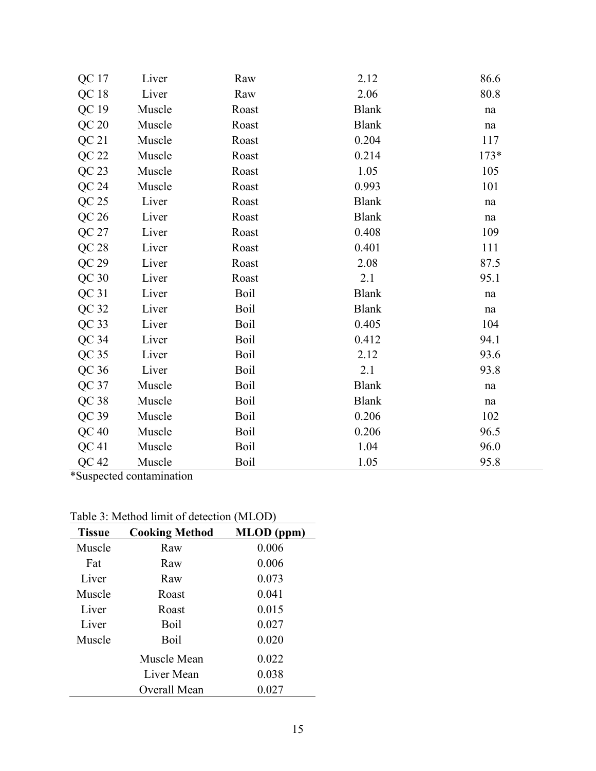| | | | | |
|---|---|---|---|---|
| QC 17 | Liver | Raw | 2.12 | 86.6 |
| QC 18 | Liver | Raw | 2.06 | 80.8 |
| QC 19 | Muscle | Roast | Blank | na |
| QC 20 | Muscle | Roast | Blank | na |
| QC 21 | Muscle | Roast | 0.204 | 117 |
| QC 22 | Muscle | Roast | 0.214 | 173* |
| QC 23 | Muscle | Roast | 1.05 | 105 |
| QC 24 | Muscle | Roast | 0.993 | 101 |
| QC 25 | Liver | Roast | Blank | na |
| QC 26 | Liver | Roast | Blank | na |
| QC 27 | Liver | Roast | 0.408 | 109 |
| QC 28 | Liver | Roast | 0.401 | 111 |
| QC 29 | Liver | Roast | 2.08 | 87.5 |
| QC 30 | Liver | Roast | 2.1 | 95.1 |
| QC 31 | Liver | Boil | Blank | na |
| QC 32 | Liver | Boil | Blank | na |
| QC 33 | Liver | Boil | 0.405 | 104 |
| QC 34 | Liver | Boil | 0.412 | 94.1 |
| QC 35 | Liver | Boil | 2.12 | 93.6 |
| QC 36 | Liver | Boil | 2.1 | 93.8 |
| QC 37 | Muscle | Boil | Blank | na |
| QC 38 | Muscle | Boil | Blank | na |
| QC 39 | Muscle | Boil | 0.206 | 102 |
| QC 40 | Muscle | Boil | 0.206 | 96.5 |
| QC 41 | Muscle | Boil | 1.04 | 96.0 |
| QC 42 | Muscle | Boil | 1.05 | 95.8 |

*Suspected contamination

Table 3: Method limit of detection (MLOD)

| Tissue | Cooking Method | MLOD (ppm) |
|---|---|---|
| Muscle | Raw | 0.006 |
| Fat | Raw | 0.006 |
| Liver | Raw | 0.073 |
| Muscle | Roast | 0.041 |
| Liver | Roast | 0.015 |
| Liver | Boil | 0.027 |
| Muscle | Boil | 0.020 |
| | Muscle Mean | 0.022 |
| | Liver Mean | 0.038 |
| | Overall Mean | 0.027 |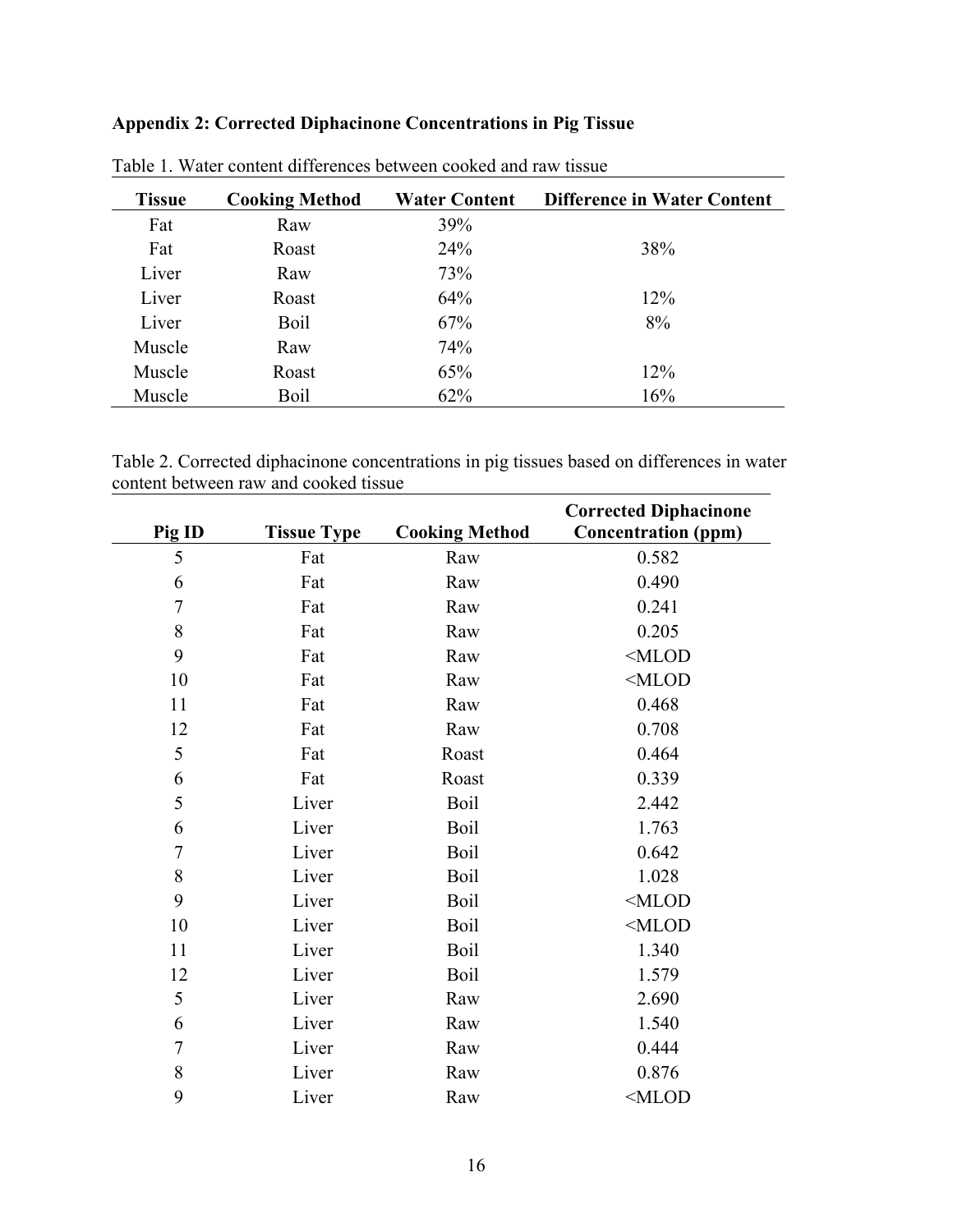**Appendix 2: Corrected Diphacinone Concentrations in Pig Tissue**

Table 1. Water content differences between cooked and raw tissue

| Tissue | Cooking Method | Water Content | Difference in Water Content |
|---|---|---|---|
| Fat | Raw | 39% | |
| Fat | Roast | 24% | 38% |
| Liver | Raw | 73% | |
| Liver | Roast | 64% | 12% |
| Liver | Boil | 67% | 8% |
| Muscle | Raw | 74% | |
| Muscle | Roast | 65% | 12% |
| Muscle | Boil | 62% | 16% |

Table 2. Corrected diphacinone concentrations in pig tissues based on differences in water content between raw and cooked tissue

| Pig ID | Tissue Type | Cooking Method | Corrected Diphacinone Concentration (ppm) |
|---|---|---|---|
| 5 | Fat | Raw | 0.582 |
| 6 | Fat | Raw | 0.490 |
| 7 | Fat | Raw | 0.241 |
| 8 | Fat | Raw | 0.205 |
| 9 | Fat | Raw | <MLOD |
| 10 | Fat | Raw | <MLOD |
| 11 | Fat | Raw | 0.468 |
| 12 | Fat | Raw | 0.708 |
| 5 | Fat | Roast | 0.464 |
| 6 | Fat | Roast | 0.339 |
| 5 | Liver | Boil | 2.442 |
| 6 | Liver | Boil | 1.763 |
| 7 | Liver | Boil | 0.642 |
| 8 | Liver | Boil | 1.028 |
| 9 | Liver | Boil | <MLOD |
| 10 | Liver | Boil | <MLOD |
| 11 | Liver | Boil | 1.340 |
| 12 | Liver | Boil | 1.579 |
| 5 | Liver | Raw | 2.690 |
| 6 | Liver | Raw | 1.540 |
| 7 | Liver | Raw | 0.444 |
| 8 | Liver | Raw | 0.876 |
| 9 | Liver | Raw | <MLOD |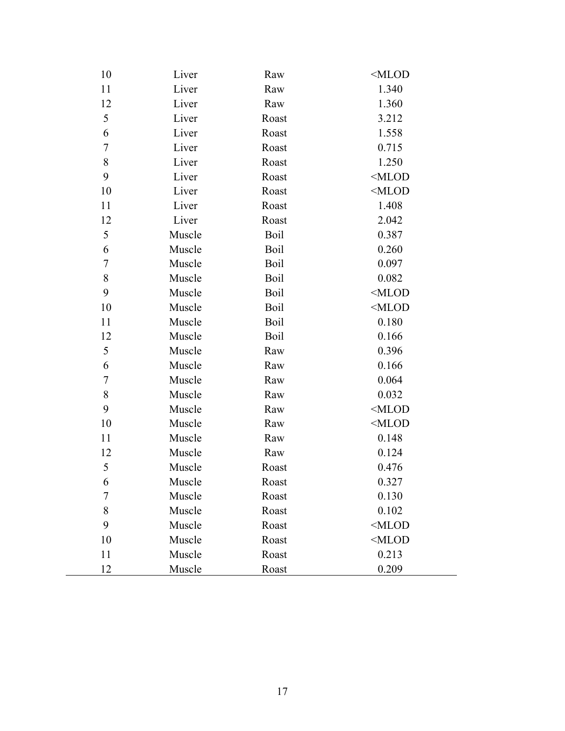| | | | |
|---|---|---|---|
| 10 | Liver | Raw | <MLOD |
| 11 | Liver | Raw | 1.340 |
| 12 | Liver | Raw | 1.360 |
| 5 | Liver | Roast | 3.212 |
| 6 | Liver | Roast | 1.558 |
| 7 | Liver | Roast | 0.715 |
| 8 | Liver | Roast | 1.250 |
| 9 | Liver | Roast | <MLOD |
| 10 | Liver | Roast | <MLOD |
| 11 | Liver | Roast | 1.408 |
| 12 | Liver | Roast | 2.042 |
| 5 | Muscle | Boil | 0.387 |
| 6 | Muscle | Boil | 0.260 |
| 7 | Muscle | Boil | 0.097 |
| 8 | Muscle | Boil | 0.082 |
| 9 | Muscle | Boil | <MLOD |
| 10 | Muscle | Boil | <MLOD |
| 11 | Muscle | Boil | 0.180 |
| 12 | Muscle | Boil | 0.166 |
| 5 | Muscle | Raw | 0.396 |
| 6 | Muscle | Raw | 0.166 |
| 7 | Muscle | Raw | 0.064 |
| 8 | Muscle | Raw | 0.032 |
| 9 | Muscle | Raw | <MLOD |
| 10 | Muscle | Raw | <MLOD |
| 11 | Muscle | Raw | 0.148 |
| 12 | Muscle | Raw | 0.124 |
| 5 | Muscle | Roast | 0.476 |
| 6 | Muscle | Roast | 0.327 |
| 7 | Muscle | Roast | 0.130 |
| 8 | Muscle | Roast | 0.102 |
| 9 | Muscle | Roast | <MLOD |
| 10 | Muscle | Roast | <MLOD |
| 11 | Muscle | Roast | 0.213 |
| 12 | Muscle | Roast | 0.209 |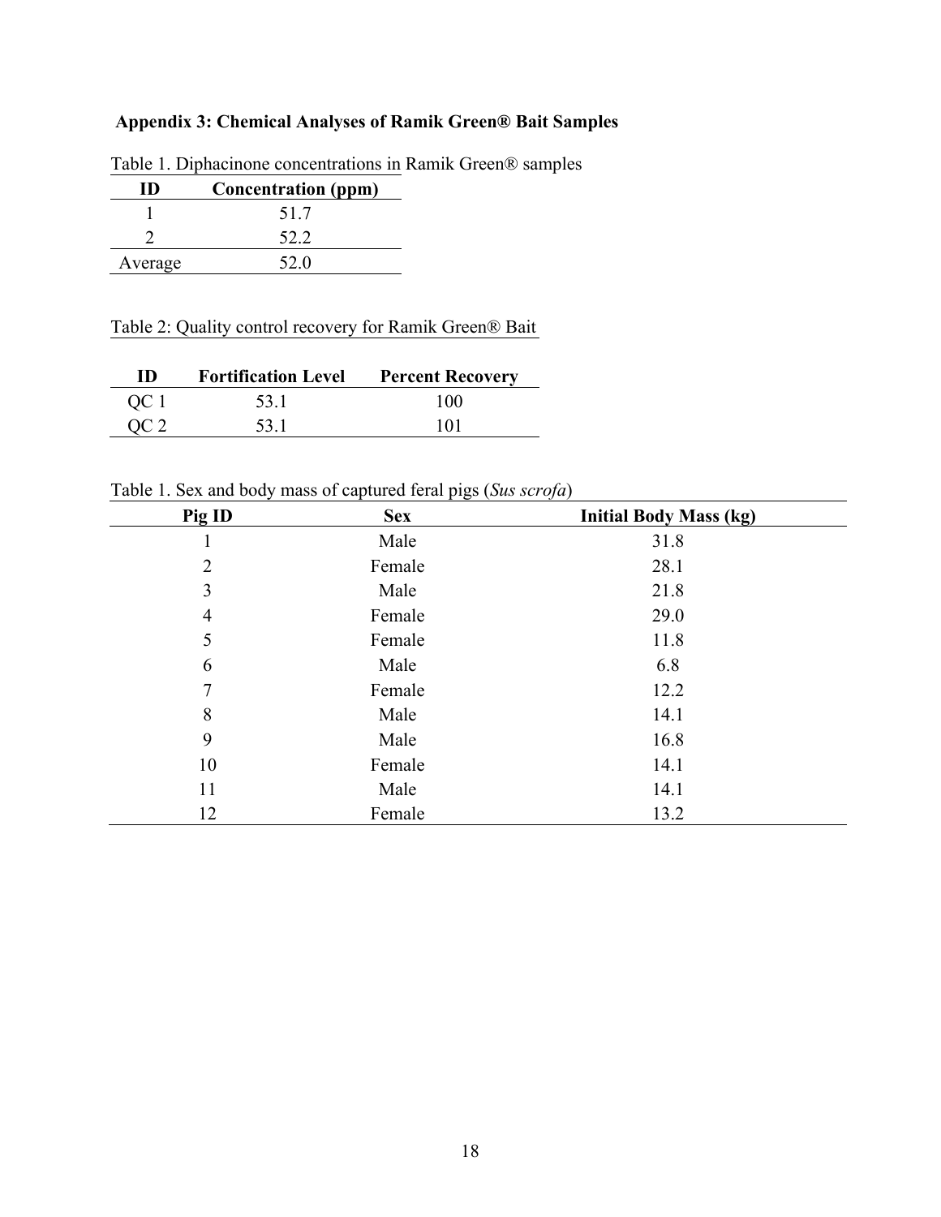**Appendix 3: Chemical Analyses of Ramik Green® Bait Samples**

Table 1. Diphacinone concentrations in Ramik Green® samples

| ID | Concentration (ppm) |
|---|---|
| 1 | 51.7 |
| 2 | 52.2 |
| Average | 52.0 |

Table 2: Quality control recovery for Ramik Green® Bait

| ID | Fortification Level | Percent Recovery |
|---|---|---|
| QC 1 | 53.1 | 100 |
| QC 2 | 53.1 | 101 |

Table 1. Sex and body mass of captured feral pigs (*Sus scrofa*)

| Pig ID | Sex | Initial Body Mass (kg) |
|---|---|---|
| 1 | Male | 31.8 |
| 2 | Female | 28.1 |
| 3 | Male | 21.8 |
| 4 | Female | 29.0 |
| 5 | Female | 11.8 |
| 6 | Male | 6.8 |
| 7 | Female | 12.2 |
| 8 | Male | 14.1 |
| 9 | Male | 16.8 |
| 10 | Female | 14.1 |
| 11 | Male | 14.1 |
| 12 | Female | 13.2 |